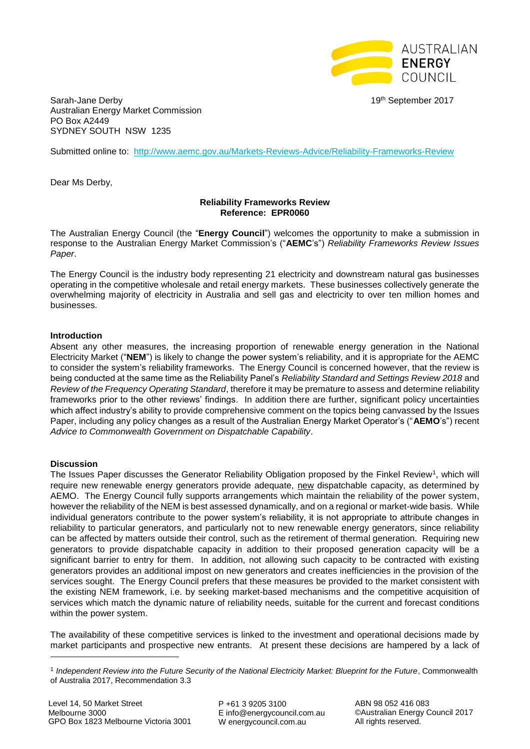AUSTRALIAN
**ENERGY**
COUNCIL

Sarah-Jane Derby
Australian Energy Market Commission
PO Box A2449
SYDNEY SOUTH NSW 1235

19th September 2017

Submitted online to: http://www.aemc.gov.au/Markets-Reviews-Advice/Reliability-Frameworks-Review

Dear Ms Derby,

**Reliability Frameworks Review**
**Reference: EPR0060**

The Australian Energy Council (the "**Energy Council**") welcomes the opportunity to make a submission in response to the Australian Energy Market Commission's ("**AEMC**'s") *Reliability Frameworks Review Issues Paper*.

The Energy Council is the industry body representing 21 electricity and downstream natural gas businesses operating in the competitive wholesale and retail energy markets. These businesses collectively generate the overwhelming majority of electricity in Australia and sell gas and electricity to over ten million homes and businesses.

**Introduction**

Absent any other measures, the increasing proportion of renewable energy generation in the National Electricity Market ("**NEM**") is likely to change the power system's reliability, and it is appropriate for the AEMC to consider the system's reliability frameworks. The Energy Council is concerned however, that the review is being conducted at the same time as the Reliability Panel's *Reliability Standard and Settings Review 2018* and *Review of the Frequency Operating Standard*, therefore it may be premature to assess and determine reliability frameworks prior to the other reviews' findings. In addition there are further, significant policy uncertainties which affect industry's ability to provide comprehensive comment on the topics being canvassed by the Issues Paper, including any policy changes as a result of the Australian Energy Market Operator's ("**AEMO**'s") recent *Advice to Commonwealth Government on Dispatchable Capability*.

**Discussion**

The Issues Paper discusses the Generator Reliability Obligation proposed by the Finkel Review[1], which will require new renewable energy generators provide adequate, new dispatchable capacity, as determined by AEMO. The Energy Council fully supports arrangements which maintain the reliability of the power system, however the reliability of the NEM is best assessed dynamically, and on a regional or market-wide basis. While individual generators contribute to the power system's reliability, it is not appropriate to attribute changes in reliability to particular generators, and particularly not to new renewable energy generators, since reliability can be affected by matters outside their control, such as the retirement of thermal generation. Requiring new generators to provide dispatchable capacity in addition to their proposed generation capacity will be a significant barrier to entry for them. In addition, not allowing such capacity to be contracted with existing generators provides an additional impost on new generators and creates inefficiencies in the provision of the services sought. The Energy Council prefers that these measures be provided to the market consistent with the existing NEM framework, i.e. by seeking market-based mechanisms and the competitive acquisition of services which match the dynamic nature of reliability needs, suitable for the current and forecast conditions within the power system.

The availability of these competitive services is linked to the investment and operational decisions made by market participants and prospective new entrants. At present these decisions are hampered by a lack of

[1] *Independent Review into the Future Security of the National Electricity Market: Blueprint for the Future*, Commonwealth of Australia 2017, Recommendation 3.3

Level 14, 50 Market Street
Melbourne 3000
GPO Box 1823 Melbourne Victoria 3001

P +61 3 9205 3100
E info@energycouncil.com.au
W energycouncil.com.au

ABN 98 052 416 083
©Australian Energy Council 2017
All rights reserved.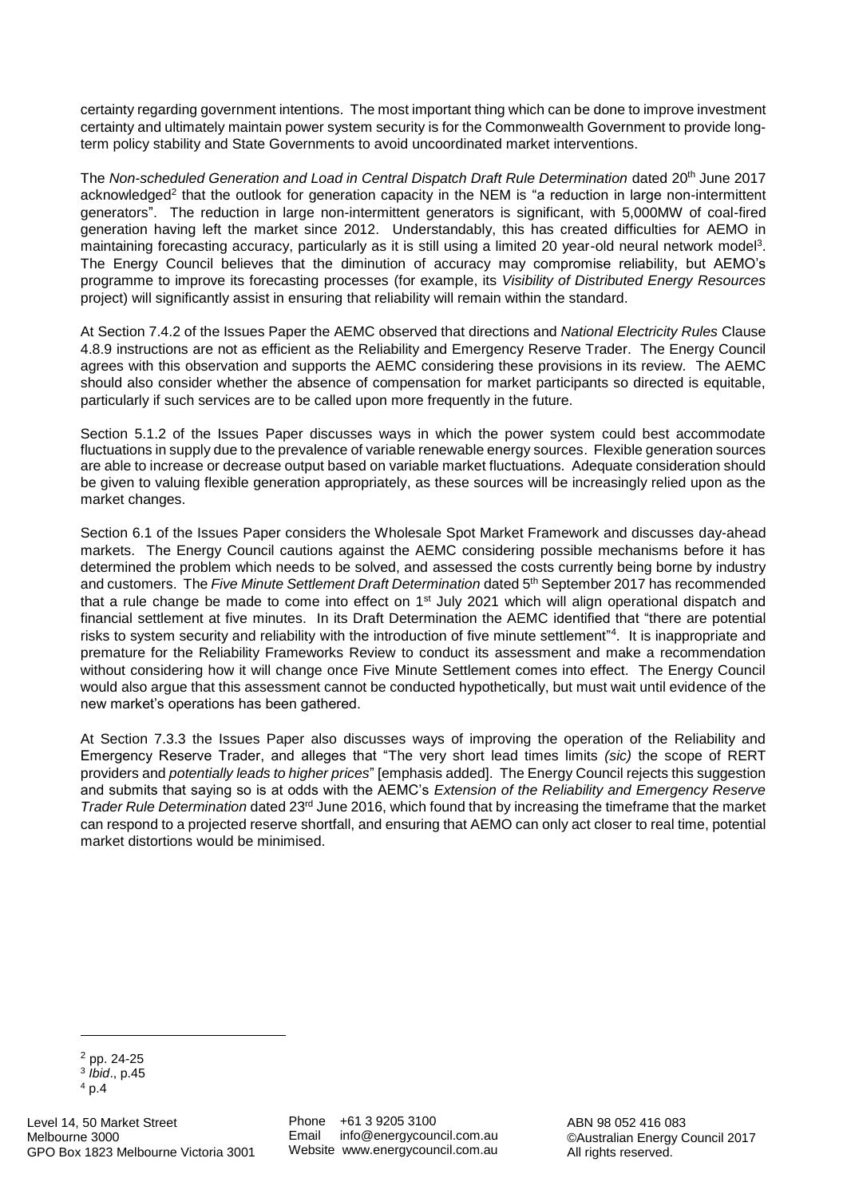certainty regarding government intentions. The most important thing which can be done to improve investment certainty and ultimately maintain power system security is for the Commonwealth Government to provide long-term policy stability and State Governments to avoid uncoordinated market interventions.

The *Non-scheduled Generation and Load in Central Dispatch Draft Rule Determination* dated 20th June 2017 acknowledged[2] that the outlook for generation capacity in the NEM is "a reduction in large non-intermittent generators". The reduction in large non-intermittent generators is significant, with 5,000MW of coal-fired generation having left the market since 2012. Understandably, this has created difficulties for AEMO in maintaining forecasting accuracy, particularly as it is still using a limited 20 year-old neural network model[3]. The Energy Council believes that the diminution of accuracy may compromise reliability, but AEMO's programme to improve its forecasting processes (for example, its *Visibility of Distributed Energy Resources* project) will significantly assist in ensuring that reliability will remain within the standard.

At Section 7.4.2 of the Issues Paper the AEMC observed that directions and *National Electricity Rules* Clause 4.8.9 instructions are not as efficient as the Reliability and Emergency Reserve Trader. The Energy Council agrees with this observation and supports the AEMC considering these provisions in its review. The AEMC should also consider whether the absence of compensation for market participants so directed is equitable, particularly if such services are to be called upon more frequently in the future.

Section 5.1.2 of the Issues Paper discusses ways in which the power system could best accommodate fluctuations in supply due to the prevalence of variable renewable energy sources. Flexible generation sources are able to increase or decrease output based on variable market fluctuations. Adequate consideration should be given to valuing flexible generation appropriately, as these sources will be increasingly relied upon as the market changes.

Section 6.1 of the Issues Paper considers the Wholesale Spot Market Framework and discusses day-ahead markets. The Energy Council cautions against the AEMC considering possible mechanisms before it has determined the problem which needs to be solved, and assessed the costs currently being borne by industry and customers. The *Five Minute Settlement Draft Determination* dated 5th September 2017 has recommended that a rule change be made to come into effect on 1st July 2021 which will align operational dispatch and financial settlement at five minutes. In its Draft Determination the AEMC identified that "there are potential risks to system security and reliability with the introduction of five minute settlement"[4]. It is inappropriate and premature for the Reliability Frameworks Review to conduct its assessment and make a recommendation without considering how it will change once Five Minute Settlement comes into effect. The Energy Council would also argue that this assessment cannot be conducted hypothetically, but must wait until evidence of the new market's operations has been gathered.

At Section 7.3.3 the Issues Paper also discusses ways of improving the operation of the Reliability and Emergency Reserve Trader, and alleges that "The very short lead times limits *(sic)* the scope of RERT providers and *potentially leads to higher prices*" [emphasis added]. The Energy Council rejects this suggestion and submits that saying so is at odds with the AEMC's *Extension of the Reliability and Emergency Reserve Trader Rule Determination* dated 23rd June 2016, which found that by increasing the timeframe that the market can respond to a projected reserve shortfall, and ensuring that AEMO can only act closer to real time, potential market distortions would be minimised.

[2] pp. 24-25

[3] *Ibid*., p.45

[4] p.4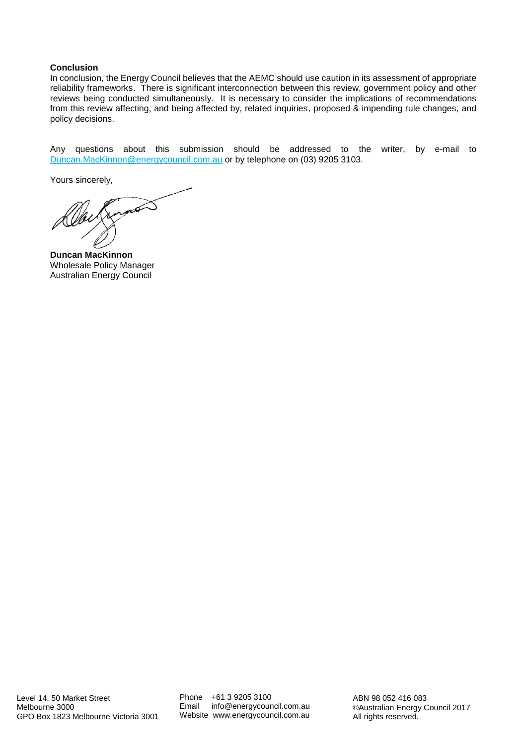**Conclusion**

In conclusion, the Energy Council believes that the AEMC should use caution in its assessment of appropriate reliability frameworks. There is significant interconnection between this review, government policy and other reviews being conducted simultaneously. It is necessary to consider the implications of recommendations from this review affecting, and being affected by, related inquiries, proposed & impending rule changes, and policy decisions.

Any questions about this submission should be addressed to the writer, by e-mail to Duncan.MacKinnon@energycouncil.com.au or by telephone on (03) 9205 3103.

Yours sincerely,

**Duncan MacKinnon**
Wholesale Policy Manager
Australian Energy Council

Level 14, 50 Market Street
Melbourne 3000
GPO Box 1823 Melbourne Victoria 3001

Phone +61 3 9205 3100
Email info@energycouncil.com.au
Website www.energycouncil.com.au

ABN 98 052 416 083
©Australian Energy Council 2017
All rights reserved.